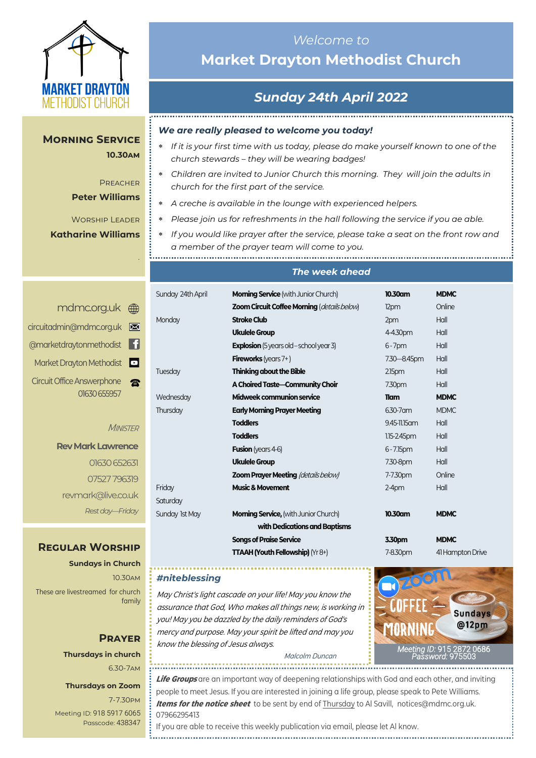MARKET DRAYTON METHODIST CHURCH

*Welcome to*

# Market Drayton Methodist Church

## *Sunday 24th April 2022*

## Morning Service

**10.30am**

Preacher

**Peter Williams**

Worship Leader

**Katharine Williams**

mdmc.org.uk

circuitadmin@mdmc.org.uk

@marketdraytonmethodist

Market Drayton Methodist

Circuit Office Answerphone 01630 655957

*Minister*

**Rev Mark Lawrence**

01630 652631

07527 796319

revmark@live.co.uk

*Rest day—Friday*

## Regular Worship

**Sundays in Church**

10.30am

These are livestreamed for church family

## Prayer

**Thursdays in church**

6.30-7am

**Thursdays on Zoom**

7-7.30pm

Meeting ID: 918 5917 6065
Passcode: 438347

***We are really pleased to welcome you today!***

- *If it is your first time with us today, please do make yourself known to one of the church stewards – they will be wearing badges!*
- *Children are invited to Junior Church this morning. They will join the adults in church for the first part of the service.*
- *A creche is available in the lounge with experienced helpers.*
- *Please join us for refreshments in the hall following the service if you ae able.*
- *If you would like prayer after the service, please take a seat on the front row and a member of the prayer team will come to you.*

### *The week ahead*

| | | | |
|---|---|---|---|
| Sunday 24th April | **Morning Service** (with Junior Church) | **10.30am** | **MDMC** |
| | **Zoom Circuit Coffee Morning** (*details below*) | 12pm | Online |
| Monday | **Stroke Club** | 2pm | Hall |
| | **Ukulele Group** | 4-4.30pm | Hall |
| | **Explosion** (5 years old – school year 3) | 6 - 7pm | Hall |
| | **Fireworks** (years 7+) | 7.30—8.45pm | Hall |
| Tuesday | **Thinking about the Bible** | 2.15pm | Hall |
| | **A Choired Taste—Community Choir** | 7.30pm | Hall |
| Wednesday | **Midweek communion service** | **11am** | **MDMC** |
| Thursday | **Early Morning Prayer Meeting** | 6.30-7am | MDMC |
| | **Toddlers** | 9.45-11.15am | Hall |
| | **Toddlers** | 1.15-2.45pm | Hall |
| | **Fusion** (years 4-6) | 6 - 7.15pm | Hall |
| | **Ukulele Group** | 7.30-8pm | Hall |
| | **Zoom Prayer Meeting** (*details below*) | 7-7.30pm | Online |
| Friday | **Music & Movement** | 2-4pm | Hall |
| Saturday | | | |
| Sunday 1st May | **Morning Service,** (with Junior Church) **with Dedications and Baptisms** | **10.30am** | **MDMC** |
| | **Songs of Praise Service** | **3.30pm** | **MDMC** |
| | **TTAAH (Youth Fellowship)** (Yr 8+) | 7-8.30pm | 41 Hampton Drive |

### *#niteblessing*

*May Christ's light cascade on your life! May you know the assurance that God, Who makes all things new, is working in you! May you be dazzled by the daily reminders of God's mercy and purpose. May your spirit be lifted and may you know the blessing of Jesus always.*

*Malcolm Duncan*

zoom COFFEE MORNING Sundays @12pm

*Meeting ID:* 915 2872 0686
*Password:* 975503

***Life Groups*** are an important way of deepening relationships with God and each other, and inviting people to meet Jesus. If you are interested in joining a life group, please speak to Pete Williams.

***Items for the notice sheet*** to be sent by end of Thursday to Al Savill, notices@mdmc.org.uk. 07966295413

If you are able to receive this weekly publication via email, please let Al know.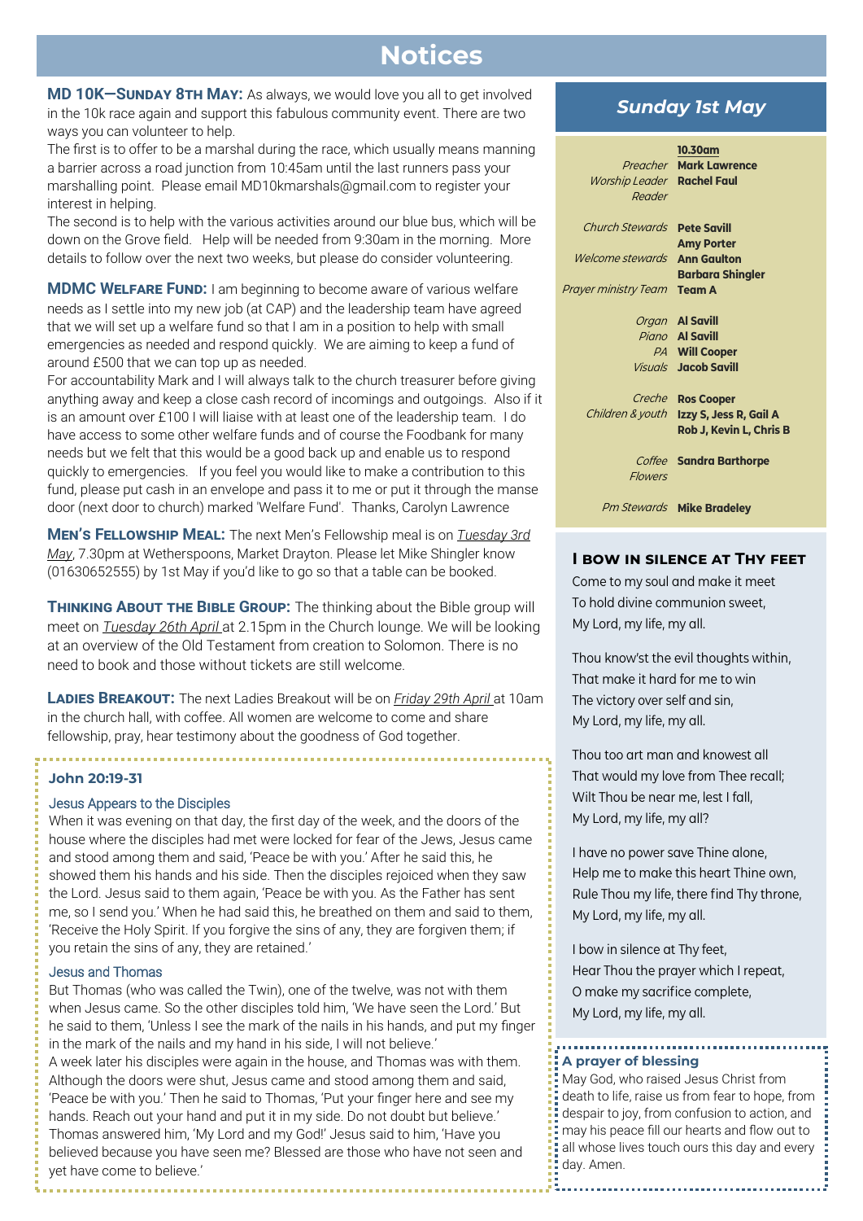# Notices

**MD 10K—Sunday 8th May:** As always, we would love you all to get involved in the 10k race again and support this fabulous community event. There are two ways you can volunteer to help.

The first is to offer to be a marshal during the race, which usually means manning a barrier across a road junction from 10:45am until the last runners pass your marshalling point. Please email MD10kmarshals@gmail.com to register your interest in helping.

The second is to help with the various activities around our blue bus, which will be down on the Grove field. Help will be needed from 9:30am in the morning. More details to follow over the next two weeks, but please do consider volunteering.

**MDMC Welfare Fund:** I am beginning to become aware of various welfare needs as I settle into my new job (at CAP) and the leadership team have agreed that we will set up a welfare fund so that I am in a position to help with small emergencies as needed and respond quickly. We are aiming to keep a fund of around £500 that we can top up as needed.

For accountability Mark and I will always talk to the church treasurer before giving anything away and keep a close cash record of incomings and outgoings. Also if it is an amount over £100 I will liaise with at least one of the leadership team. I do have access to some other welfare funds and of course the Foodbank for many needs but we felt that this would be a good back up and enable us to respond quickly to emergencies. If you feel you would like to make a contribution to this fund, please put cash in an envelope and pass it to me or put it through the manse door (next door to church) marked 'Welfare Fund'. Thanks, Carolyn Lawrence

**Men's Fellowship Meal:** The next Men's Fellowship meal is on *Tuesday 3rd May*, 7.30pm at Wetherspoons, Market Drayton. Please let Mike Shingler know (01630652555) by 1st May if you'd like to go so that a table can be booked.

**Thinking About the Bible Group:** The thinking about the Bible group will meet on *Tuesday 26th April* at 2.15pm in the Church lounge. We will be looking at an overview of the Old Testament from creation to Solomon. There is no need to book and those without tickets are still welcome.

**Ladies Breakout:** The next Ladies Breakout will be on *Friday 29th April* at 10am in the church hall, with coffee. All women are welcome to come and share fellowship, pray, hear testimony about the goodness of God together.

### John 20:19-31

Jesus Appears to the Disciples

When it was evening on that day, the first day of the week, and the doors of the house where the disciples had met were locked for fear of the Jews, Jesus came and stood among them and said, 'Peace be with you.' After he said this, he showed them his hands and his side. Then the disciples rejoiced when they saw the Lord. Jesus said to them again, 'Peace be with you. As the Father has sent me, so I send you.' When he had said this, he breathed on them and said to them, 'Receive the Holy Spirit. If you forgive the sins of any, they are forgiven them; if you retain the sins of any, they are retained.'

Jesus and Thomas

But Thomas (who was called the Twin), one of the twelve, was not with them when Jesus came. So the other disciples told him, 'We have seen the Lord.' But he said to them, 'Unless I see the mark of the nails in his hands, and put my finger in the mark of the nails and my hand in his side, I will not believe.'

A week later his disciples were again in the house, and Thomas was with them. Although the doors were shut, Jesus came and stood among them and said, 'Peace be with you.' Then he said to Thomas, 'Put your finger here and see my hands. Reach out your hand and put it in my side. Do not doubt but believe.' Thomas answered him, 'My Lord and my God!' Jesus said to him, 'Have you believed because you have seen me? Blessed are those who have not seen and yet have come to believe.'

## Sunday 1st May

| | 10.30am |
|---|---|
| Preacher | Mark Lawrence |
| Worship Leader | Rachel Faul |
| Reader | |
| Church Stewards | Pete Savill<br>Amy Porter |
| Welcome stewards | Ann Gaulton<br>Barbara Shingler |
| Prayer ministry Team | Team A |
| Organ | Al Savill |
| Piano | Al Savill |
| PA | Will Cooper |
| Visuals | Jacob Savill |
| Creche | Ros Cooper |
| Children & youth | Izzy S, Jess R, Gail A<br>Rob J, Kevin L, Chris B |
| Coffee | Sandra Barthorpe |
| Flowers | |
| Pm Stewards | Mike Bradeley |

### I bow in silence at Thy feet

Come to my soul and make it meet
To hold divine communion sweet,
My Lord, my life, my all.

Thou know'st the evil thoughts within,
That make it hard for me to win
The victory over self and sin,
My Lord, my life, my all.

Thou too art man and knowest all
That would my love from Thee recall;
Wilt Thou be near me, lest I fall,
My Lord, my life, my all?

I have no power save Thine alone,
Help me to make this heart Thine own,
Rule Thou my life, there find Thy throne,
My Lord, my life, my all.

I bow in silence at Thy feet,
Hear Thou the prayer which I repeat,
O make my sacrifice complete,
My Lord, my life, my all.

### A prayer of blessing

May God, who raised Jesus Christ from death to life, raise us from fear to hope, from despair to joy, from confusion to action, and may his peace fill our hearts and flow out to all whose lives touch ours this day and every day. Amen.